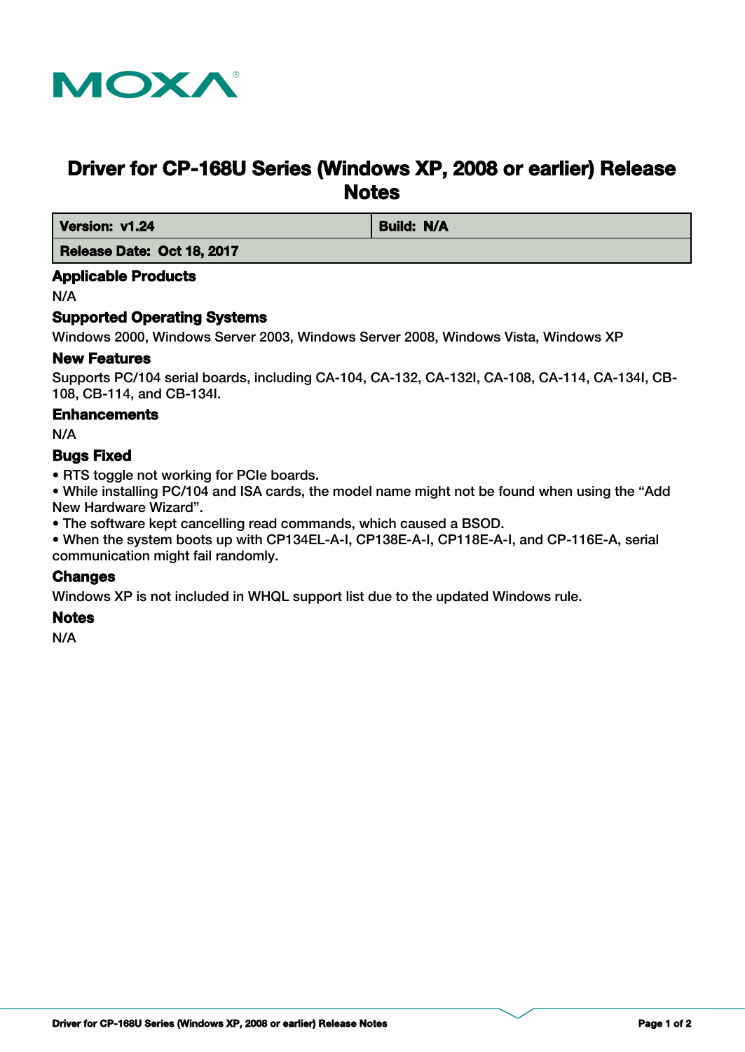# Driver for CP-168U Series (Windows XP, 2008 or earlier) Release Notes

| | |
|---|---|
| **Version: v1.24** | **Build: N/A** |
| **Release Date: Oct 18, 2017** | |

## Applicable Products

N/A

## Supported Operating Systems

Windows 2000, Windows Server 2003, Windows Server 2008, Windows Vista, Windows XP

## New Features

Supports PC/104 serial boards, including CA-104, CA-132, CA-132I, CA-108, CA-114, CA-134I, CB-108, CB-114, and CB-134I.

## Enhancements

N/A

## Bugs Fixed

- RTS toggle not working for PCIe boards.
- While installing PC/104 and ISA cards, the model name might not be found when using the “Add New Hardware Wizard”.
- The software kept cancelling read commands, which caused a BSOD.
- When the system boots up with CP134EL-A-I, CP138E-A-I, CP118E-A-I, and CP-116E-A, serial communication might fail randomly.

## Changes

Windows XP is not included in WHQL support list due to the updated Windows rule.

## Notes

N/A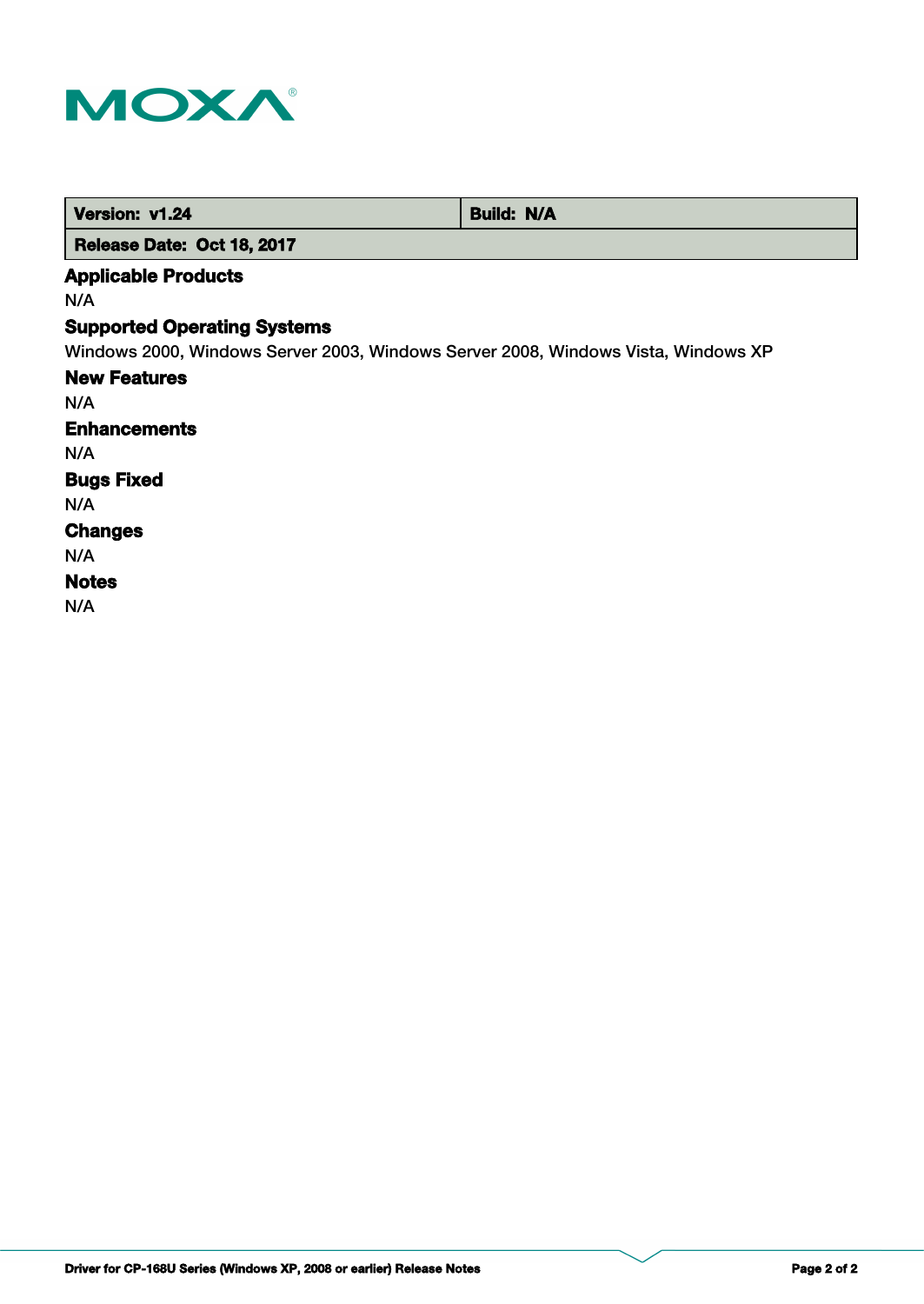| Version: v1.24 | Build: N/A |
| --- | --- |
| Release Date: Oct 18, 2017 | |

## Applicable Products

N/A

## Supported Operating Systems

Windows 2000, Windows Server 2003, Windows Server 2008, Windows Vista, Windows XP

## New Features

N/A

## Enhancements

N/A

## Bugs Fixed

N/A

## Changes

N/A

## Notes

N/A